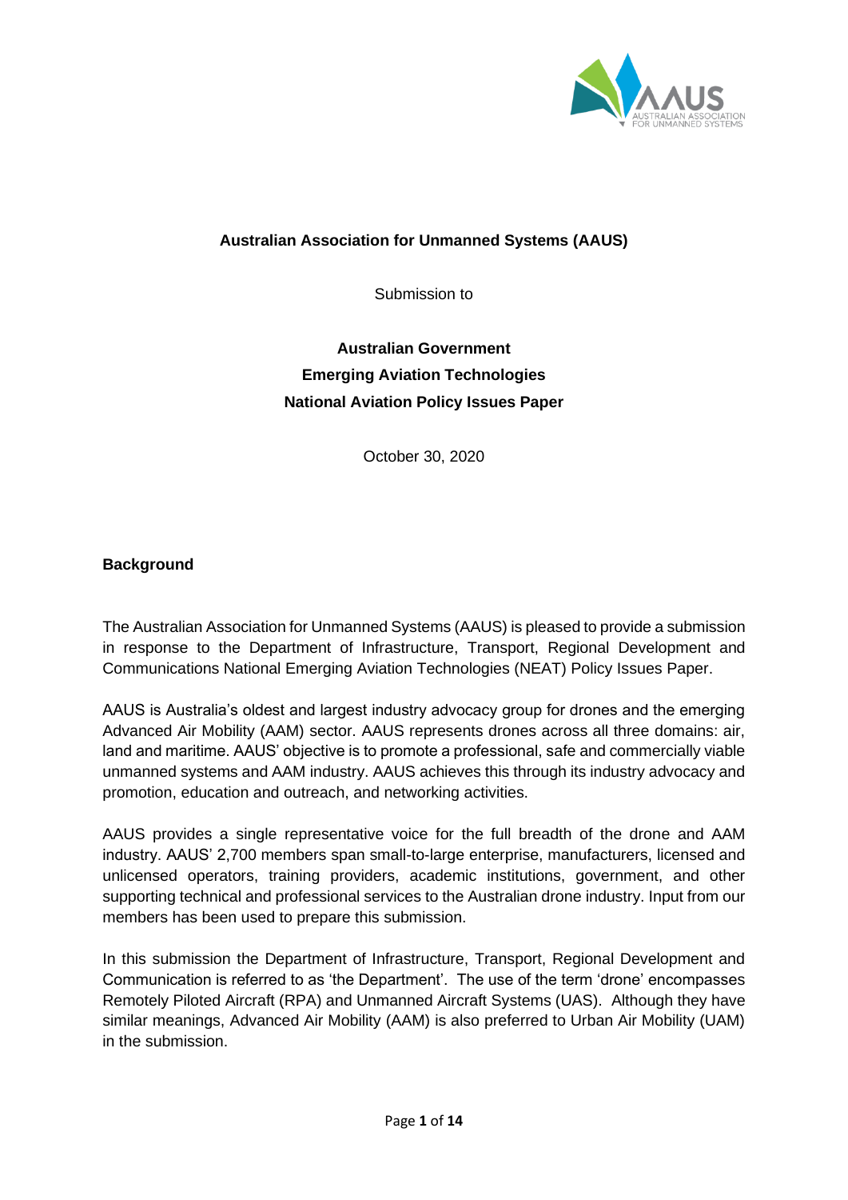**Australian Association for Unmanned Systems (AAUS)**

Submission to

**Australian Government**
**Emerging Aviation Technologies**
**National Aviation Policy Issues Paper**

October 30, 2020

## Background

The Australian Association for Unmanned Systems (AAUS) is pleased to provide a submission in response to the Department of Infrastructure, Transport, Regional Development and Communications National Emerging Aviation Technologies (NEAT) Policy Issues Paper.

AAUS is Australia's oldest and largest industry advocacy group for drones and the emerging Advanced Air Mobility (AAM) sector. AAUS represents drones across all three domains: air, land and maritime. AAUS' objective is to promote a professional, safe and commercially viable unmanned systems and AAM industry. AAUS achieves this through its industry advocacy and promotion, education and outreach, and networking activities.

AAUS provides a single representative voice for the full breadth of the drone and AAM industry. AAUS' 2,700 members span small-to-large enterprise, manufacturers, licensed and unlicensed operators, training providers, academic institutions, government, and other supporting technical and professional services to the Australian drone industry. Input from our members has been used to prepare this submission.

In this submission the Department of Infrastructure, Transport, Regional Development and Communication is referred to as 'the Department'. The use of the term 'drone' encompasses Remotely Piloted Aircraft (RPA) and Unmanned Aircraft Systems (UAS). Although they have similar meanings, Advanced Air Mobility (AAM) is also preferred to Urban Air Mobility (UAM) in the submission.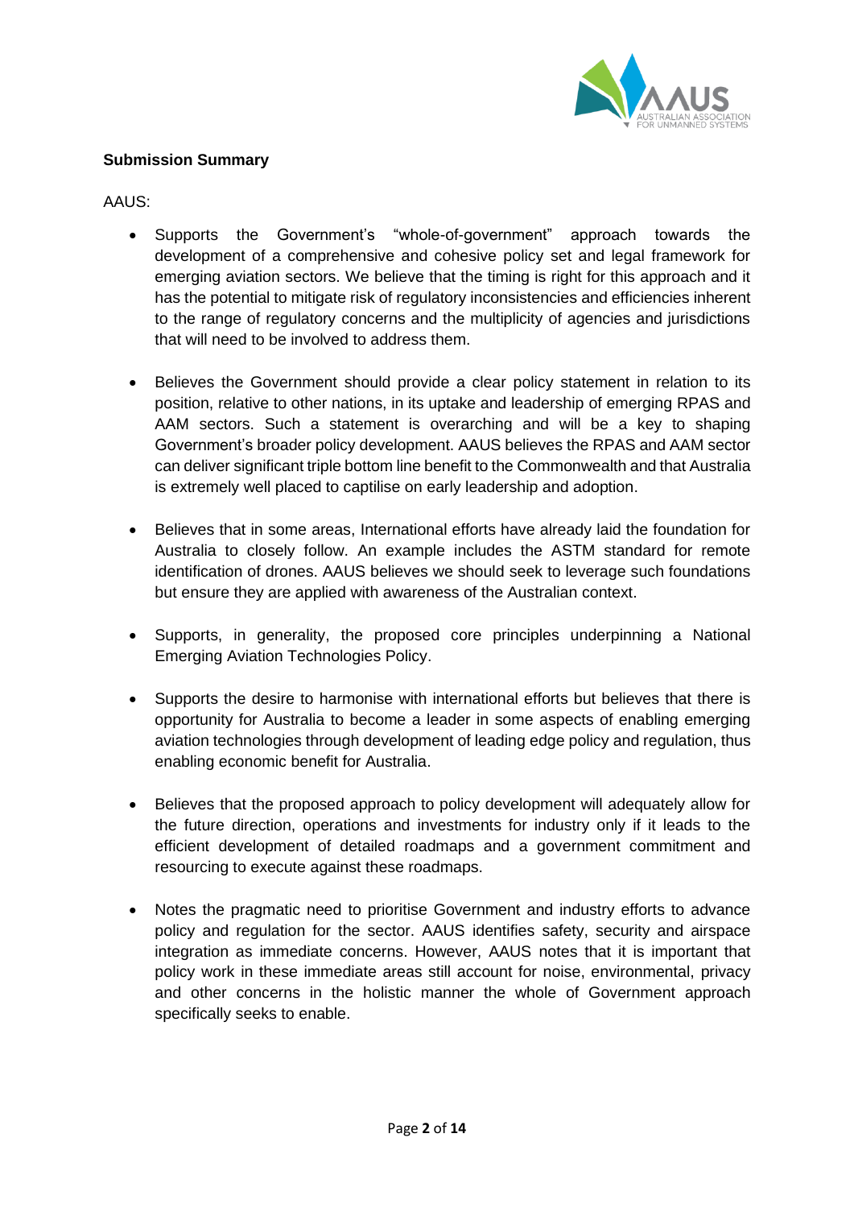**Submission Summary**

AAUS:

- Supports the Government's "whole-of-government" approach towards the development of a comprehensive and cohesive policy set and legal framework for emerging aviation sectors. We believe that the timing is right for this approach and it has the potential to mitigate risk of regulatory inconsistencies and efficiencies inherent to the range of regulatory concerns and the multiplicity of agencies and jurisdictions that will need to be involved to address them.

- Believes the Government should provide a clear policy statement in relation to its position, relative to other nations, in its uptake and leadership of emerging RPAS and AAM sectors. Such a statement is overarching and will be a key to shaping Government's broader policy development. AAUS believes the RPAS and AAM sector can deliver significant triple bottom line benefit to the Commonwealth and that Australia is extremely well placed to captilise on early leadership and adoption.

- Believes that in some areas, International efforts have already laid the foundation for Australia to closely follow. An example includes the ASTM standard for remote identification of drones. AAUS believes we should seek to leverage such foundations but ensure they are applied with awareness of the Australian context.

- Supports, in generality, the proposed core principles underpinning a National Emerging Aviation Technologies Policy.

- Supports the desire to harmonise with international efforts but believes that there is opportunity for Australia to become a leader in some aspects of enabling emerging aviation technologies through development of leading edge policy and regulation, thus enabling economic benefit for Australia.

- Believes that the proposed approach to policy development will adequately allow for the future direction, operations and investments for industry only if it leads to the efficient development of detailed roadmaps and a government commitment and resourcing to execute against these roadmaps.

- Notes the pragmatic need to prioritise Government and industry efforts to advance policy and regulation for the sector. AAUS identifies safety, security and airspace integration as immediate concerns. However, AAUS notes that it is important that policy work in these immediate areas still account for noise, environmental, privacy and other concerns in the holistic manner the whole of Government approach specifically seeks to enable.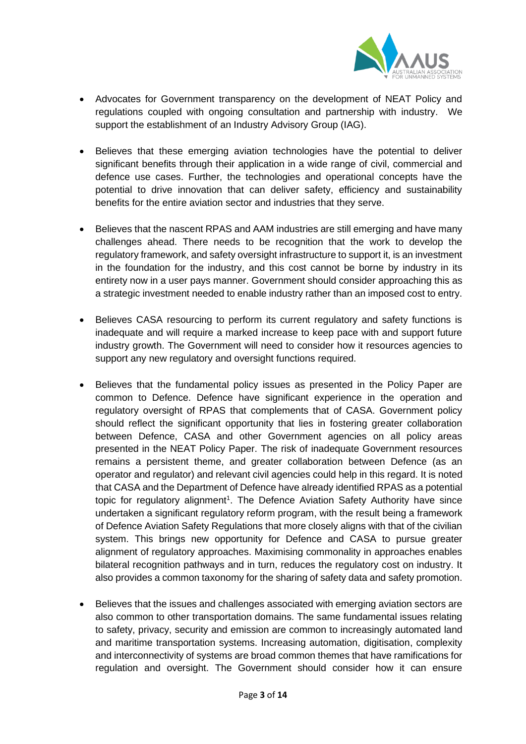- Advocates for Government transparency on the development of NEAT Policy and regulations coupled with ongoing consultation and partnership with industry. We support the establishment of an Industry Advisory Group (IAG).

- Believes that these emerging aviation technologies have the potential to deliver significant benefits through their application in a wide range of civil, commercial and defence use cases. Further, the technologies and operational concepts have the potential to drive innovation that can deliver safety, efficiency and sustainability benefits for the entire aviation sector and industries that they serve.

- Believes that the nascent RPAS and AAM industries are still emerging and have many challenges ahead. There needs to be recognition that the work to develop the regulatory framework, and safety oversight infrastructure to support it, is an investment in the foundation for the industry, and this cost cannot be borne by industry in its entirety now in a user pays manner. Government should consider approaching this as a strategic investment needed to enable industry rather than an imposed cost to entry.

- Believes CASA resourcing to perform its current regulatory and safety functions is inadequate and will require a marked increase to keep pace with and support future industry growth. The Government will need to consider how it resources agencies to support any new regulatory and oversight functions required.

- Believes that the fundamental policy issues as presented in the Policy Paper are common to Defence. Defence have significant experience in the operation and regulatory oversight of RPAS that complements that of CASA. Government policy should reflect the significant opportunity that lies in fostering greater collaboration between Defence, CASA and other Government agencies on all policy areas presented in the NEAT Policy Paper. The risk of inadequate Government resources remains a persistent theme, and greater collaboration between Defence (as an operator and regulator) and relevant civil agencies could help in this regard. It is noted that CASA and the Department of Defence have already identified RPAS as a potential topic for regulatory alignment[1]. The Defence Aviation Safety Authority have since undertaken a significant regulatory reform program, with the result being a framework of Defence Aviation Safety Regulations that more closely aligns with that of the civilian system. This brings new opportunity for Defence and CASA to pursue greater alignment of regulatory approaches. Maximising commonality in approaches enables bilateral recognition pathways and in turn, reduces the regulatory cost on industry. It also provides a common taxonomy for the sharing of safety data and safety promotion.

- Believes that the issues and challenges associated with emerging aviation sectors are also common to other transportation domains. The same fundamental issues relating to safety, privacy, security and emission are common to increasingly automated land and maritime transportation systems. Increasing automation, digitisation, complexity and interconnectivity of systems are broad common themes that have ramifications for regulation and oversight. The Government should consider how it can ensure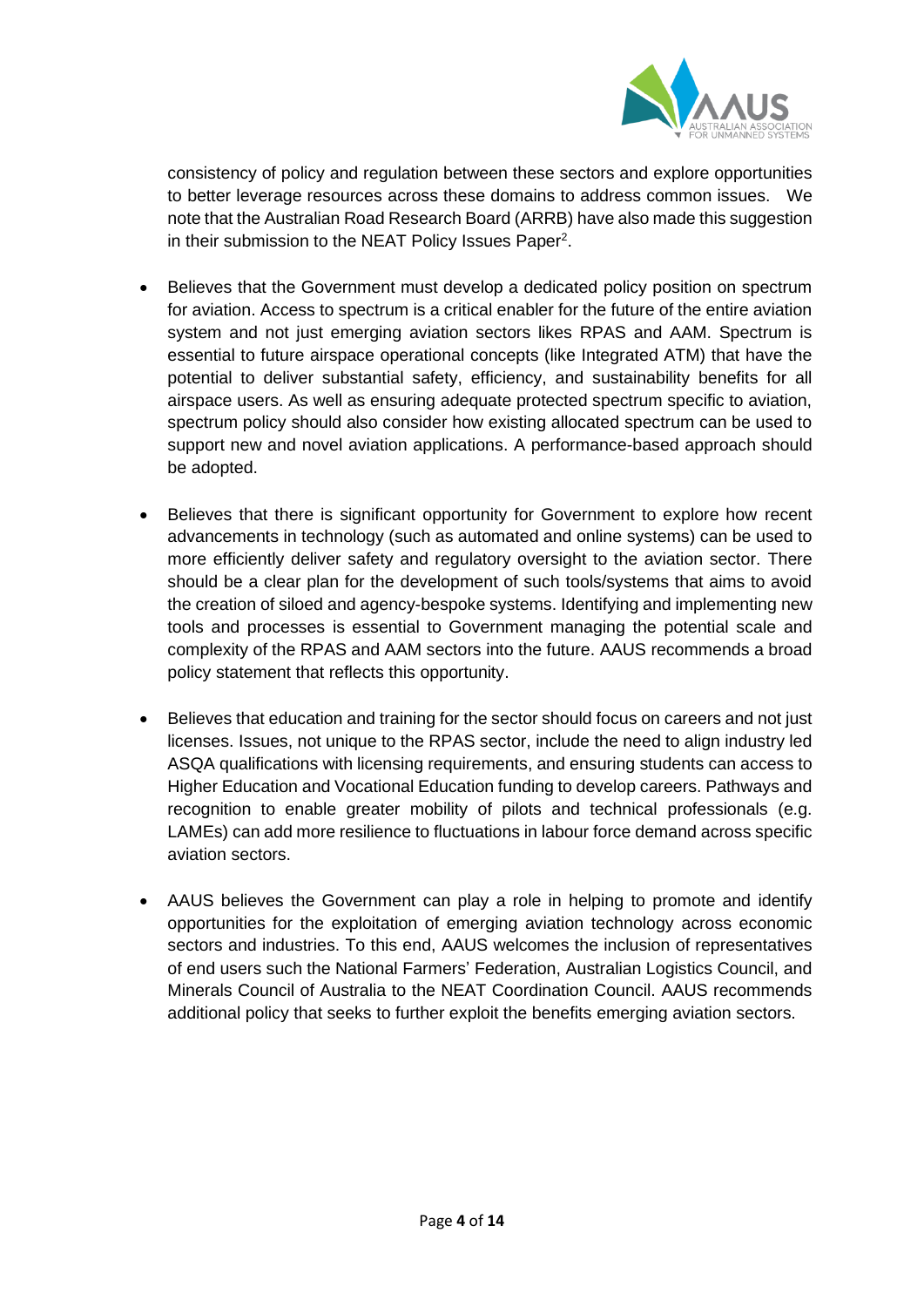consistency of policy and regulation between these sectors and explore opportunities to better leverage resources across these domains to address common issues. We note that the Australian Road Research Board (ARRB) have also made this suggestion in their submission to the NEAT Policy Issues Paper[2].

- Believes that the Government must develop a dedicated policy position on spectrum for aviation. Access to spectrum is a critical enabler for the future of the entire aviation system and not just emerging aviation sectors likes RPAS and AAM. Spectrum is essential to future airspace operational concepts (like Integrated ATM) that have the potential to deliver substantial safety, efficiency, and sustainability benefits for all airspace users. As well as ensuring adequate protected spectrum specific to aviation, spectrum policy should also consider how existing allocated spectrum can be used to support new and novel aviation applications. A performance-based approach should be adopted.

- Believes that there is significant opportunity for Government to explore how recent advancements in technology (such as automated and online systems) can be used to more efficiently deliver safety and regulatory oversight to the aviation sector. There should be a clear plan for the development of such tools/systems that aims to avoid the creation of siloed and agency-bespoke systems. Identifying and implementing new tools and processes is essential to Government managing the potential scale and complexity of the RPAS and AAM sectors into the future. AAUS recommends a broad policy statement that reflects this opportunity.

- Believes that education and training for the sector should focus on careers and not just licenses. Issues, not unique to the RPAS sector, include the need to align industry led ASQA qualifications with licensing requirements, and ensuring students can access to Higher Education and Vocational Education funding to develop careers. Pathways and recognition to enable greater mobility of pilots and technical professionals (e.g. LAMEs) can add more resilience to fluctuations in labour force demand across specific aviation sectors.

- AAUS believes the Government can play a role in helping to promote and identify opportunities for the exploitation of emerging aviation technology across economic sectors and industries. To this end, AAUS welcomes the inclusion of representatives of end users such the National Farmers' Federation, Australian Logistics Council, and Minerals Council of Australia to the NEAT Coordination Council. AAUS recommends additional policy that seeks to further exploit the benefits emerging aviation sectors.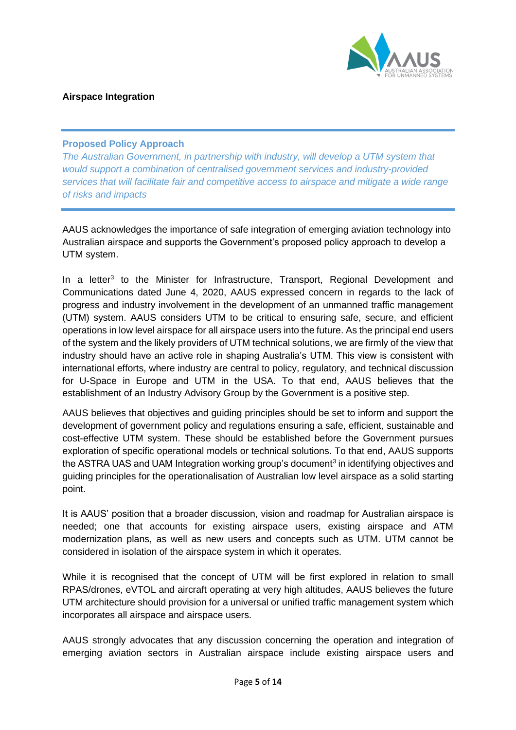## Airspace Integration

---

**Proposed Policy Approach**

*The Australian Government, in partnership with industry, will develop a UTM system that would support a combination of centralised government services and industry-provided services that will facilitate fair and competitive access to airspace and mitigate a wide range of risks and impacts*

---

AAUS acknowledges the importance of safe integration of emerging aviation technology into Australian airspace and supports the Government's proposed policy approach to develop a UTM system.

In a letter[3] to the Minister for Infrastructure, Transport, Regional Development and Communications dated June 4, 2020, AAUS expressed concern in regards to the lack of progress and industry involvement in the development of an unmanned traffic management (UTM) system. AAUS considers UTM to be critical to ensuring safe, secure, and efficient operations in low level airspace for all airspace users into the future. As the principal end users of the system and the likely providers of UTM technical solutions, we are firmly of the view that industry should have an active role in shaping Australia's UTM. This view is consistent with international efforts, where industry are central to policy, regulatory, and technical discussion for U-Space in Europe and UTM in the USA. To that end, AAUS believes that the establishment of an Industry Advisory Group by the Government is a positive step.

AAUS believes that objectives and guiding principles should be set to inform and support the development of government policy and regulations ensuring a safe, efficient, sustainable and cost-effective UTM system. These should be established before the Government pursues exploration of specific operational models or technical solutions. To that end, AAUS supports the ASTRA UAS and UAM Integration working group's document[3] in identifying objectives and guiding principles for the operationalisation of Australian low level airspace as a solid starting point.

It is AAUS' position that a broader discussion, vision and roadmap for Australian airspace is needed; one that accounts for existing airspace users, existing airspace and ATM modernization plans, as well as new users and concepts such as UTM. UTM cannot be considered in isolation of the airspace system in which it operates.

While it is recognised that the concept of UTM will be first explored in relation to small RPAS/drones, eVTOL and aircraft operating at very high altitudes, AAUS believes the future UTM architecture should provision for a universal or unified traffic management system which incorporates all airspace and airspace users.

AAUS strongly advocates that any discussion concerning the operation and integration of emerging aviation sectors in Australian airspace include existing airspace users and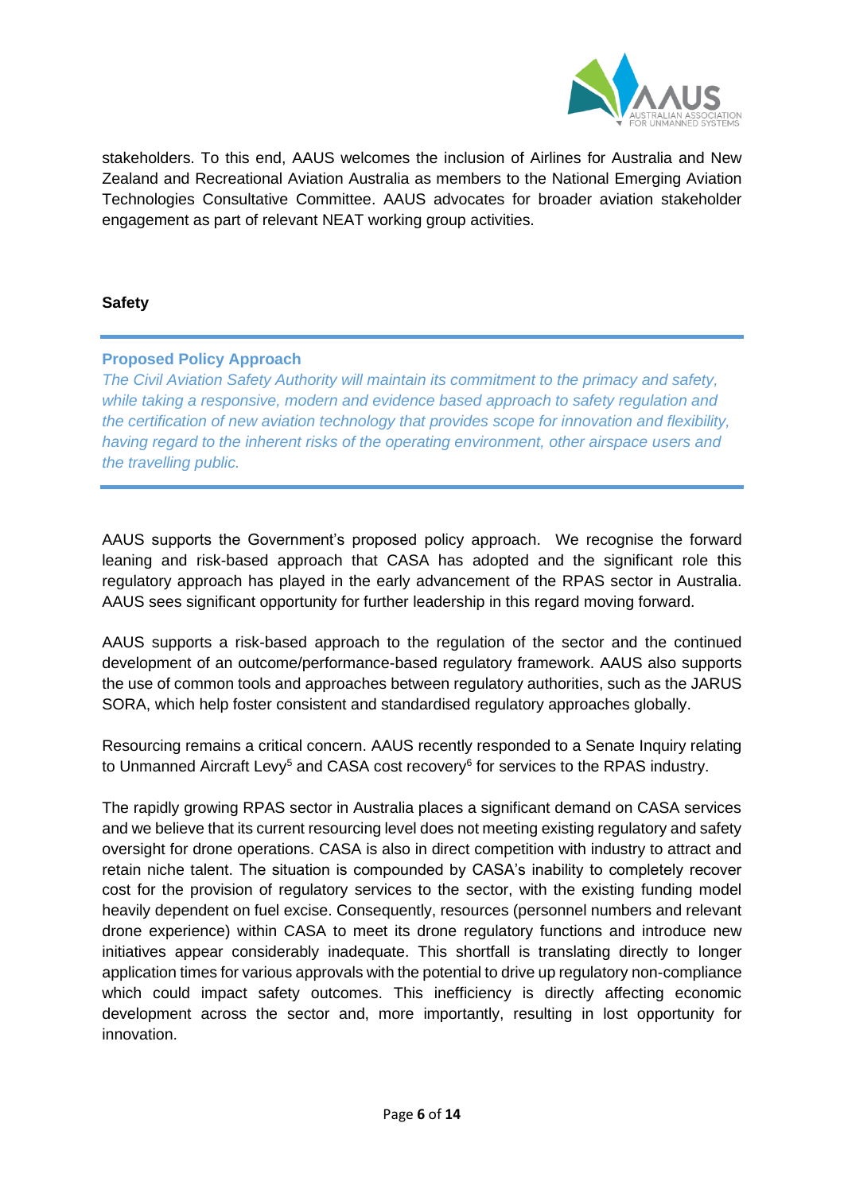stakeholders. To this end, AAUS welcomes the inclusion of Airlines for Australia and New Zealand and Recreational Aviation Australia as members to the National Emerging Aviation Technologies Consultative Committee. AAUS advocates for broader aviation stakeholder engagement as part of relevant NEAT working group activities.

## Safety

---

**Proposed Policy Approach**

*The Civil Aviation Safety Authority will maintain its commitment to the primacy and safety, while taking a responsive, modern and evidence based approach to safety regulation and the certification of new aviation technology that provides scope for innovation and flexibility, having regard to the inherent risks of the operating environment, other airspace users and the travelling public.*

---

AAUS supports the Government's proposed policy approach. We recognise the forward leaning and risk-based approach that CASA has adopted and the significant role this regulatory approach has played in the early advancement of the RPAS sector in Australia. AAUS sees significant opportunity for further leadership in this regard moving forward.

AAUS supports a risk-based approach to the regulation of the sector and the continued development of an outcome/performance-based regulatory framework. AAUS also supports the use of common tools and approaches between regulatory authorities, such as the JARUS SORA, which help foster consistent and standardised regulatory approaches globally.

Resourcing remains a critical concern. AAUS recently responded to a Senate Inquiry relating to Unmanned Aircraft Levy[5] and CASA cost recovery[6] for services to the RPAS industry.

The rapidly growing RPAS sector in Australia places a significant demand on CASA services and we believe that its current resourcing level does not meeting existing regulatory and safety oversight for drone operations. CASA is also in direct competition with industry to attract and retain niche talent. The situation is compounded by CASA's inability to completely recover cost for the provision of regulatory services to the sector, with the existing funding model heavily dependent on fuel excise. Consequently, resources (personnel numbers and relevant drone experience) within CASA to meet its drone regulatory functions and introduce new initiatives appear considerably inadequate. This shortfall is translating directly to longer application times for various approvals with the potential to drive up regulatory non-compliance which could impact safety outcomes. This inefficiency is directly affecting economic development across the sector and, more importantly, resulting in lost opportunity for innovation.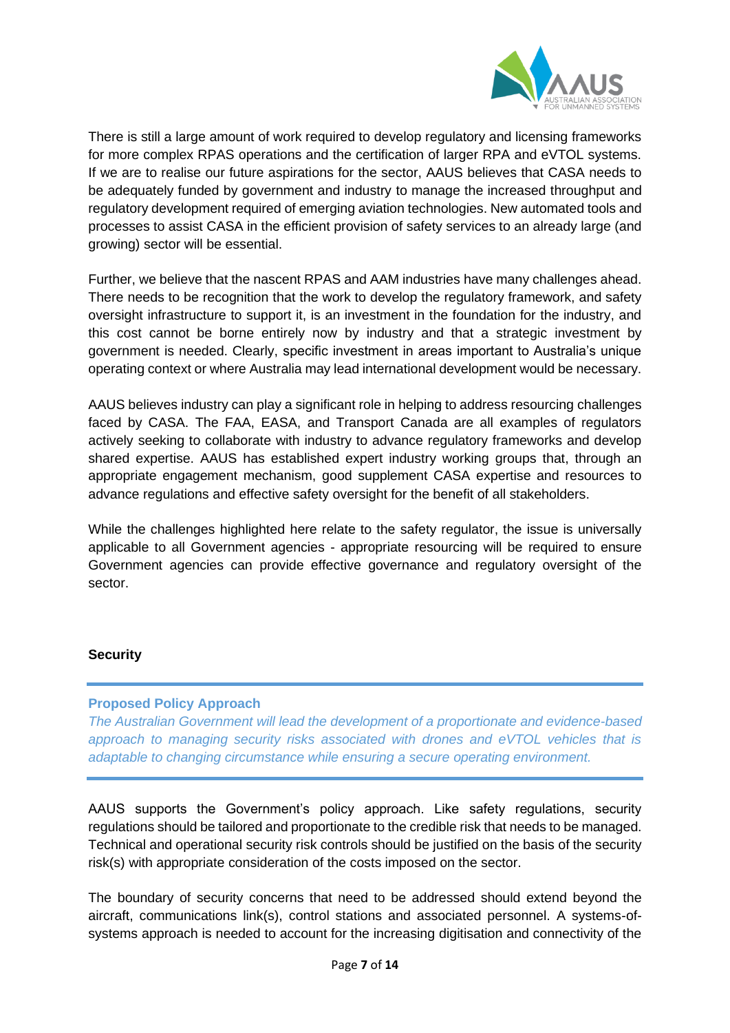There is still a large amount of work required to develop regulatory and licensing frameworks for more complex RPAS operations and the certification of larger RPA and eVTOL systems. If we are to realise our future aspirations for the sector, AAUS believes that CASA needs to be adequately funded by government and industry to manage the increased throughput and regulatory development required of emerging aviation technologies. New automated tools and processes to assist CASA in the efficient provision of safety services to an already large (and growing) sector will be essential.

Further, we believe that the nascent RPAS and AAM industries have many challenges ahead. There needs to be recognition that the work to develop the regulatory framework, and safety oversight infrastructure to support it, is an investment in the foundation for the industry, and this cost cannot be borne entirely now by industry and that a strategic investment by government is needed. Clearly, specific investment in areas important to Australia's unique operating context or where Australia may lead international development would be necessary.

AAUS believes industry can play a significant role in helping to address resourcing challenges faced by CASA. The FAA, EASA, and Transport Canada are all examples of regulators actively seeking to collaborate with industry to advance regulatory frameworks and develop shared expertise. AAUS has established expert industry working groups that, through an appropriate engagement mechanism, good supplement CASA expertise and resources to advance regulations and effective safety oversight for the benefit of all stakeholders.

While the challenges highlighted here relate to the safety regulator, the issue is universally applicable to all Government agencies - appropriate resourcing will be required to ensure Government agencies can provide effective governance and regulatory oversight of the sector.

**Security**

---

**Proposed Policy Approach**

*The Australian Government will lead the development of a proportionate and evidence-based approach to managing security risks associated with drones and eVTOL vehicles that is adaptable to changing circumstance while ensuring a secure operating environment.*

---

AAUS supports the Government's policy approach. Like safety regulations, security regulations should be tailored and proportionate to the credible risk that needs to be managed. Technical and operational security risk controls should be justified on the basis of the security risk(s) with appropriate consideration of the costs imposed on the sector.

The boundary of security concerns that need to be addressed should extend beyond the aircraft, communications link(s), control stations and associated personnel. A systems-of-systems approach is needed to account for the increasing digitisation and connectivity of the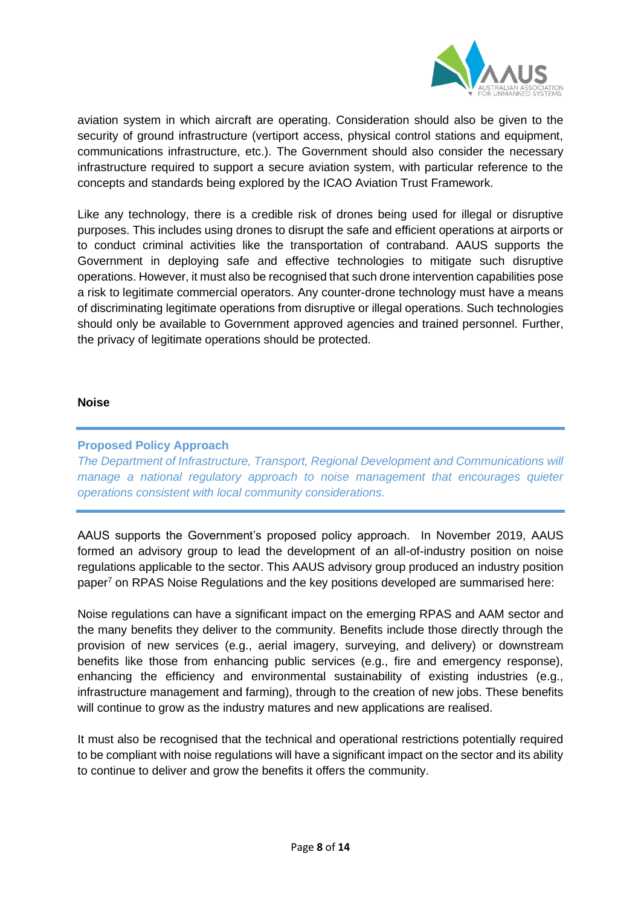aviation system in which aircraft are operating. Consideration should also be given to the security of ground infrastructure (vertiport access, physical control stations and equipment, communications infrastructure, etc.). The Government should also consider the necessary infrastructure required to support a secure aviation system, with particular reference to the concepts and standards being explored by the ICAO Aviation Trust Framework.

Like any technology, there is a credible risk of drones being used for illegal or disruptive purposes. This includes using drones to disrupt the safe and efficient operations at airports or to conduct criminal activities like the transportation of contraband. AAUS supports the Government in deploying safe and effective technologies to mitigate such disruptive operations. However, it must also be recognised that such drone intervention capabilities pose a risk to legitimate commercial operators. Any counter-drone technology must have a means of discriminating legitimate operations from disruptive or illegal operations. Such technologies should only be available to Government approved agencies and trained personnel. Further, the privacy of legitimate operations should be protected.

**Noise**

---

**Proposed Policy Approach**

*The Department of Infrastructure, Transport, Regional Development and Communications will manage a national regulatory approach to noise management that encourages quieter operations consistent with local community considerations.*

---

AAUS supports the Government's proposed policy approach. In November 2019, AAUS formed an advisory group to lead the development of an all-of-industry position on noise regulations applicable to the sector. This AAUS advisory group produced an industry position paper[7] on RPAS Noise Regulations and the key positions developed are summarised here:

Noise regulations can have a significant impact on the emerging RPAS and AAM sector and the many benefits they deliver to the community. Benefits include those directly through the provision of new services (e.g., aerial imagery, surveying, and delivery) or downstream benefits like those from enhancing public services (e.g., fire and emergency response), enhancing the efficiency and environmental sustainability of existing industries (e.g., infrastructure management and farming), through to the creation of new jobs. These benefits will continue to grow as the industry matures and new applications are realised.

It must also be recognised that the technical and operational restrictions potentially required to be compliant with noise regulations will have a significant impact on the sector and its ability to continue to deliver and grow the benefits it offers the community.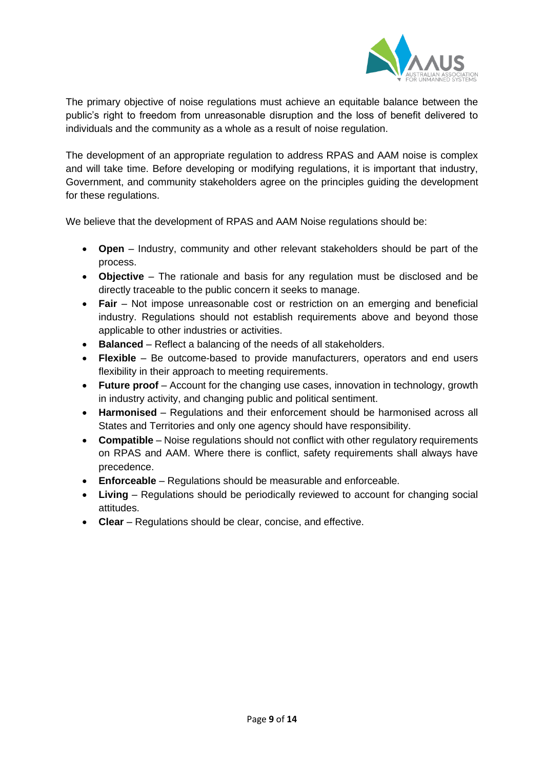The primary objective of noise regulations must achieve an equitable balance between the public's right to freedom from unreasonable disruption and the loss of benefit delivered to individuals and the community as a whole as a result of noise regulation.

The development of an appropriate regulation to address RPAS and AAM noise is complex and will take time. Before developing or modifying regulations, it is important that industry, Government, and community stakeholders agree on the principles guiding the development for these regulations.

We believe that the development of RPAS and AAM Noise regulations should be:

- **Open** – Industry, community and other relevant stakeholders should be part of the process.
- **Objective** – The rationale and basis for any regulation must be disclosed and be directly traceable to the public concern it seeks to manage.
- **Fair** – Not impose unreasonable cost or restriction on an emerging and beneficial industry. Regulations should not establish requirements above and beyond those applicable to other industries or activities.
- **Balanced** – Reflect a balancing of the needs of all stakeholders.
- **Flexible** – Be outcome-based to provide manufacturers, operators and end users flexibility in their approach to meeting requirements.
- **Future proof** – Account for the changing use cases, innovation in technology, growth in industry activity, and changing public and political sentiment.
- **Harmonised** – Regulations and their enforcement should be harmonised across all States and Territories and only one agency should have responsibility.
- **Compatible** – Noise regulations should not conflict with other regulatory requirements on RPAS and AAM. Where there is conflict, safety requirements shall always have precedence.
- **Enforceable** – Regulations should be measurable and enforceable.
- **Living** – Regulations should be periodically reviewed to account for changing social attitudes.
- **Clear** – Regulations should be clear, concise, and effective.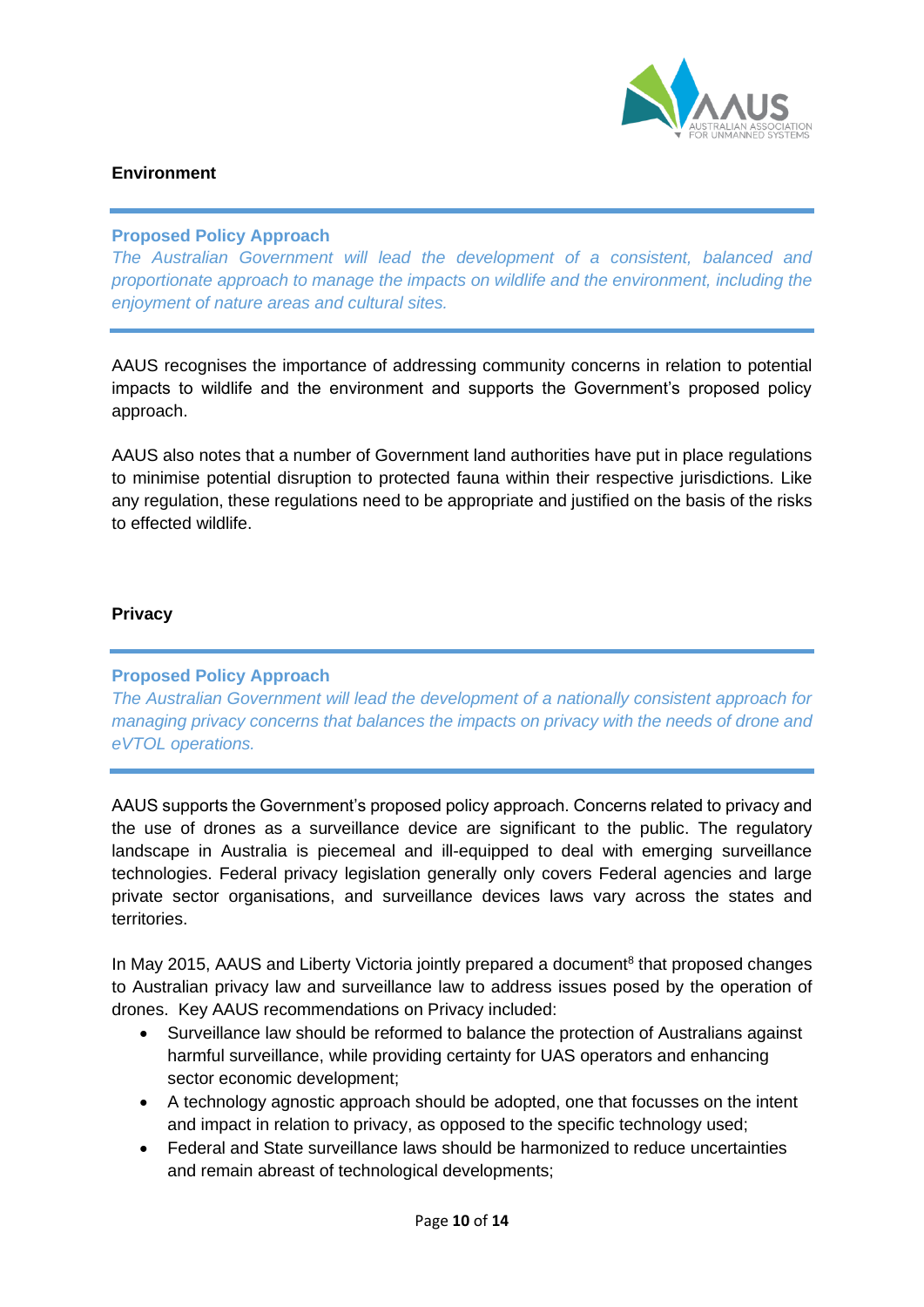### Environment

---

**Proposed Policy Approach**

*The Australian Government will lead the development of a consistent, balanced and proportionate approach to manage the impacts on wildlife and the environment, including the enjoyment of nature areas and cultural sites.*

---

AAUS recognises the importance of addressing community concerns in relation to potential impacts to wildlife and the environment and supports the Government's proposed policy approach.

AAUS also notes that a number of Government land authorities have put in place regulations to minimise potential disruption to protected fauna within their respective jurisdictions. Like any regulation, these regulations need to be appropriate and justified on the basis of the risks to effected wildlife.

### Privacy

---

**Proposed Policy Approach**

*The Australian Government will lead the development of a nationally consistent approach for managing privacy concerns that balances the impacts on privacy with the needs of drone and eVTOL operations.*

---

AAUS supports the Government's proposed policy approach. Concerns related to privacy and the use of drones as a surveillance device are significant to the public. The regulatory landscape in Australia is piecemeal and ill-equipped to deal with emerging surveillance technologies. Federal privacy legislation generally only covers Federal agencies and large private sector organisations, and surveillance devices laws vary across the states and territories.

In May 2015, AAUS and Liberty Victoria jointly prepared a document[8] that proposed changes to Australian privacy law and surveillance law to address issues posed by the operation of drones. Key AAUS recommendations on Privacy included:

- Surveillance law should be reformed to balance the protection of Australians against harmful surveillance, while providing certainty for UAS operators and enhancing sector economic development;
- A technology agnostic approach should be adopted, one that focusses on the intent and impact in relation to privacy, as opposed to the specific technology used;
- Federal and State surveillance laws should be harmonized to reduce uncertainties and remain abreast of technological developments;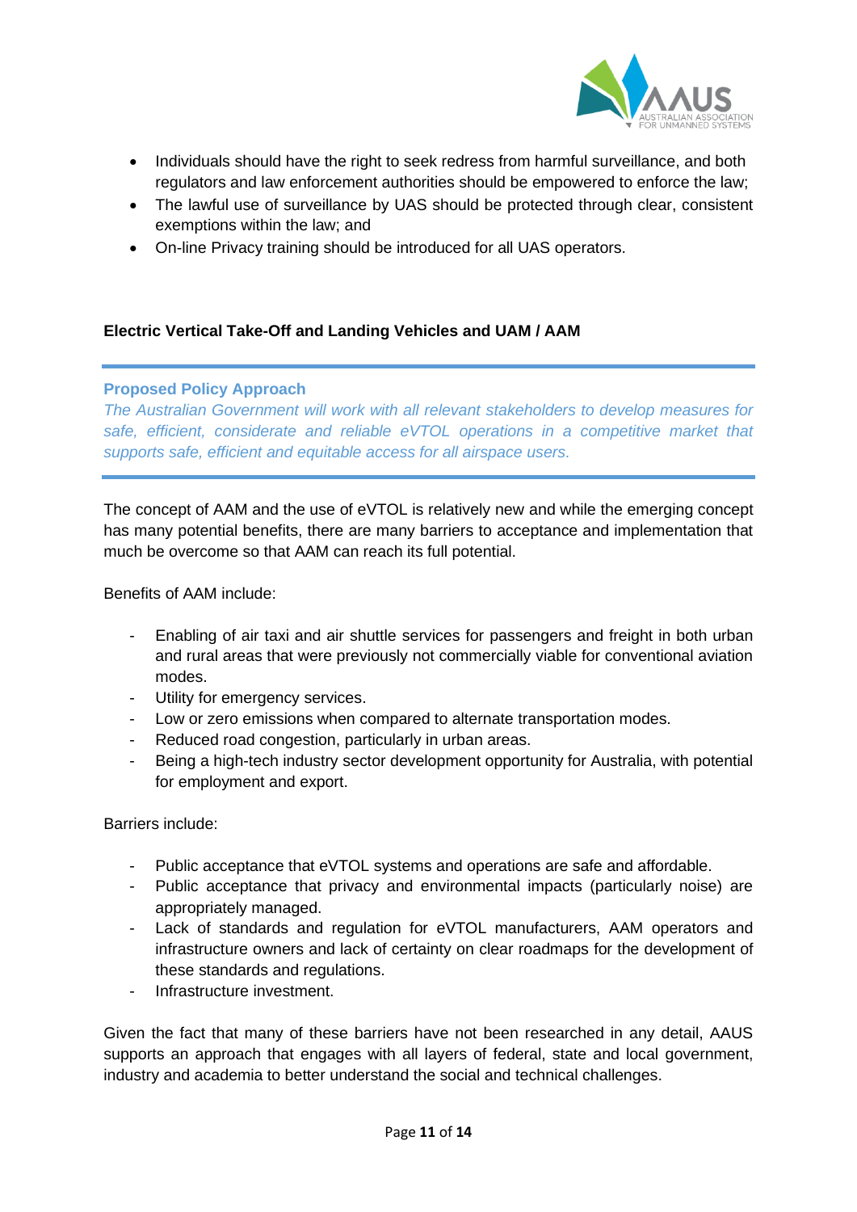- Individuals should have the right to seek redress from harmful surveillance, and both regulators and law enforcement authorities should be empowered to enforce the law;
- The lawful use of surveillance by UAS should be protected through clear, consistent exemptions within the law; and
- On-line Privacy training should be introduced for all UAS operators.

**Electric Vertical Take-Off and Landing Vehicles and UAM / AAM**

---

**Proposed Policy Approach**

*The Australian Government will work with all relevant stakeholders to develop measures for safe, efficient, considerate and reliable eVTOL operations in a competitive market that supports safe, efficient and equitable access for all airspace users.*

---

The concept of AAM and the use of eVTOL is relatively new and while the emerging concept has many potential benefits, there are many barriers to acceptance and implementation that much be overcome so that AAM can reach its full potential.

Benefits of AAM include:

- Enabling of air taxi and air shuttle services for passengers and freight in both urban and rural areas that were previously not commercially viable for conventional aviation modes.
- Utility for emergency services.
- Low or zero emissions when compared to alternate transportation modes.
- Reduced road congestion, particularly in urban areas.
- Being a high-tech industry sector development opportunity for Australia, with potential for employment and export.

Barriers include:

- Public acceptance that eVTOL systems and operations are safe and affordable.
- Public acceptance that privacy and environmental impacts (particularly noise) are appropriately managed.
- Lack of standards and regulation for eVTOL manufacturers, AAM operators and infrastructure owners and lack of certainty on clear roadmaps for the development of these standards and regulations.
- Infrastructure investment.

Given the fact that many of these barriers have not been researched in any detail, AAUS supports an approach that engages with all layers of federal, state and local government, industry and academia to better understand the social and technical challenges.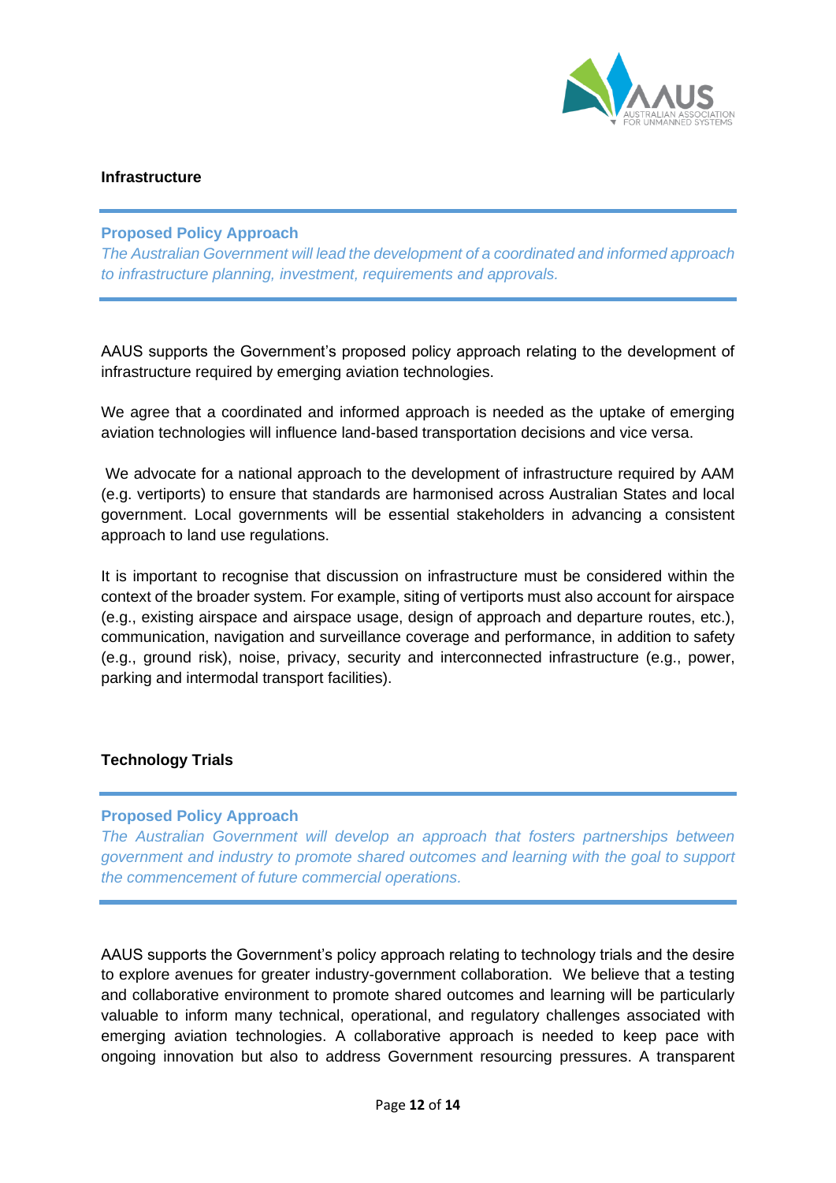## Infrastructure

**Proposed Policy Approach**

*The Australian Government will lead the development of a coordinated and informed approach to infrastructure planning, investment, requirements and approvals.*

AAUS supports the Government's proposed policy approach relating to the development of infrastructure required by emerging aviation technologies.

We agree that a coordinated and informed approach is needed as the uptake of emerging aviation technologies will influence land-based transportation decisions and vice versa.

We advocate for a national approach to the development of infrastructure required by AAM (e.g. vertiports) to ensure that standards are harmonised across Australian States and local government. Local governments will be essential stakeholders in advancing a consistent approach to land use regulations.

It is important to recognise that discussion on infrastructure must be considered within the context of the broader system. For example, siting of vertiports must also account for airspace (e.g., existing airspace and airspace usage, design of approach and departure routes, etc.), communication, navigation and surveillance coverage and performance, in addition to safety (e.g., ground risk), noise, privacy, security and interconnected infrastructure (e.g., power, parking and intermodal transport facilities).

## Technology Trials

**Proposed Policy Approach**

*The Australian Government will develop an approach that fosters partnerships between government and industry to promote shared outcomes and learning with the goal to support the commencement of future commercial operations.*

AAUS supports the Government's policy approach relating to technology trials and the desire to explore avenues for greater industry-government collaboration. We believe that a testing and collaborative environment to promote shared outcomes and learning will be particularly valuable to inform many technical, operational, and regulatory challenges associated with emerging aviation technologies. A collaborative approach is needed to keep pace with ongoing innovation but also to address Government resourcing pressures. A transparent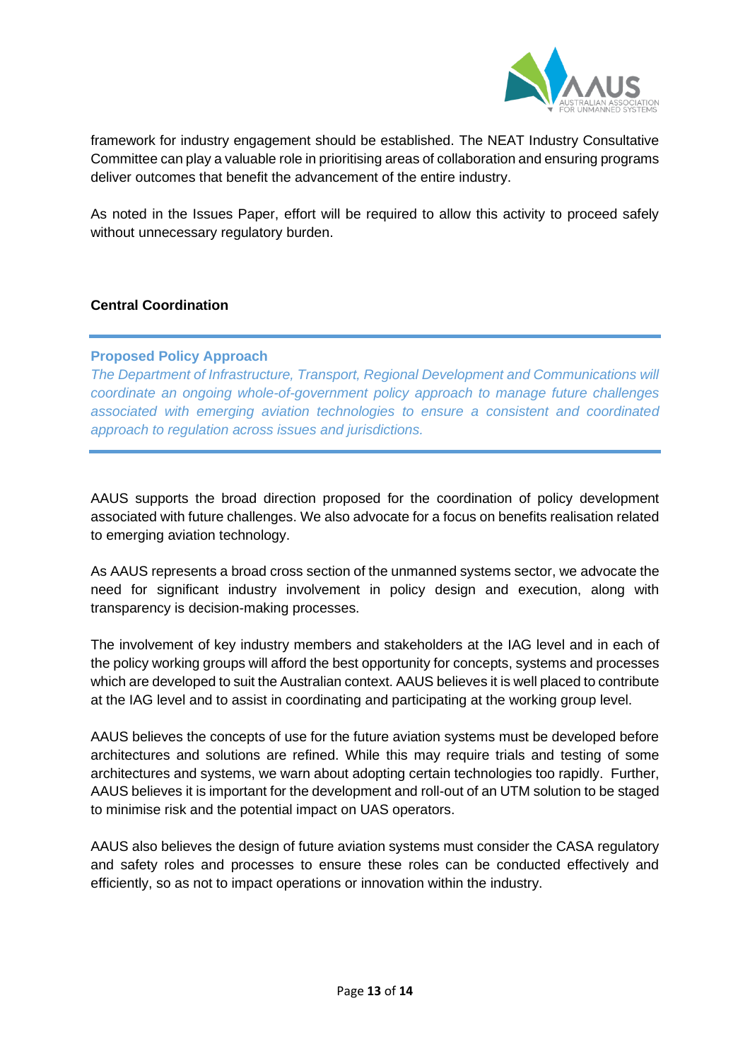framework for industry engagement should be established. The NEAT Industry Consultative Committee can play a valuable role in prioritising areas of collaboration and ensuring programs deliver outcomes that benefit the advancement of the entire industry.

As noted in the Issues Paper, effort will be required to allow this activity to proceed safely without unnecessary regulatory burden.

### Central Coordination

---

**Proposed Policy Approach**

*The Department of Infrastructure, Transport, Regional Development and Communications will coordinate an ongoing whole-of-government policy approach to manage future challenges associated with emerging aviation technologies to ensure a consistent and coordinated approach to regulation across issues and jurisdictions.*

---

AAUS supports the broad direction proposed for the coordination of policy development associated with future challenges. We also advocate for a focus on benefits realisation related to emerging aviation technology.

As AAUS represents a broad cross section of the unmanned systems sector, we advocate the need for significant industry involvement in policy design and execution, along with transparency is decision-making processes.

The involvement of key industry members and stakeholders at the IAG level and in each of the policy working groups will afford the best opportunity for concepts, systems and processes which are developed to suit the Australian context. AAUS believes it is well placed to contribute at the IAG level and to assist in coordinating and participating at the working group level.

AAUS believes the concepts of use for the future aviation systems must be developed before architectures and solutions are refined. While this may require trials and testing of some architectures and systems, we warn about adopting certain technologies too rapidly. Further, AAUS believes it is important for the development and roll-out of an UTM solution to be staged to minimise risk and the potential impact on UAS operators.

AAUS also believes the design of future aviation systems must consider the CASA regulatory and safety roles and processes to ensure these roles can be conducted effectively and efficiently, so as not to impact operations or innovation within the industry.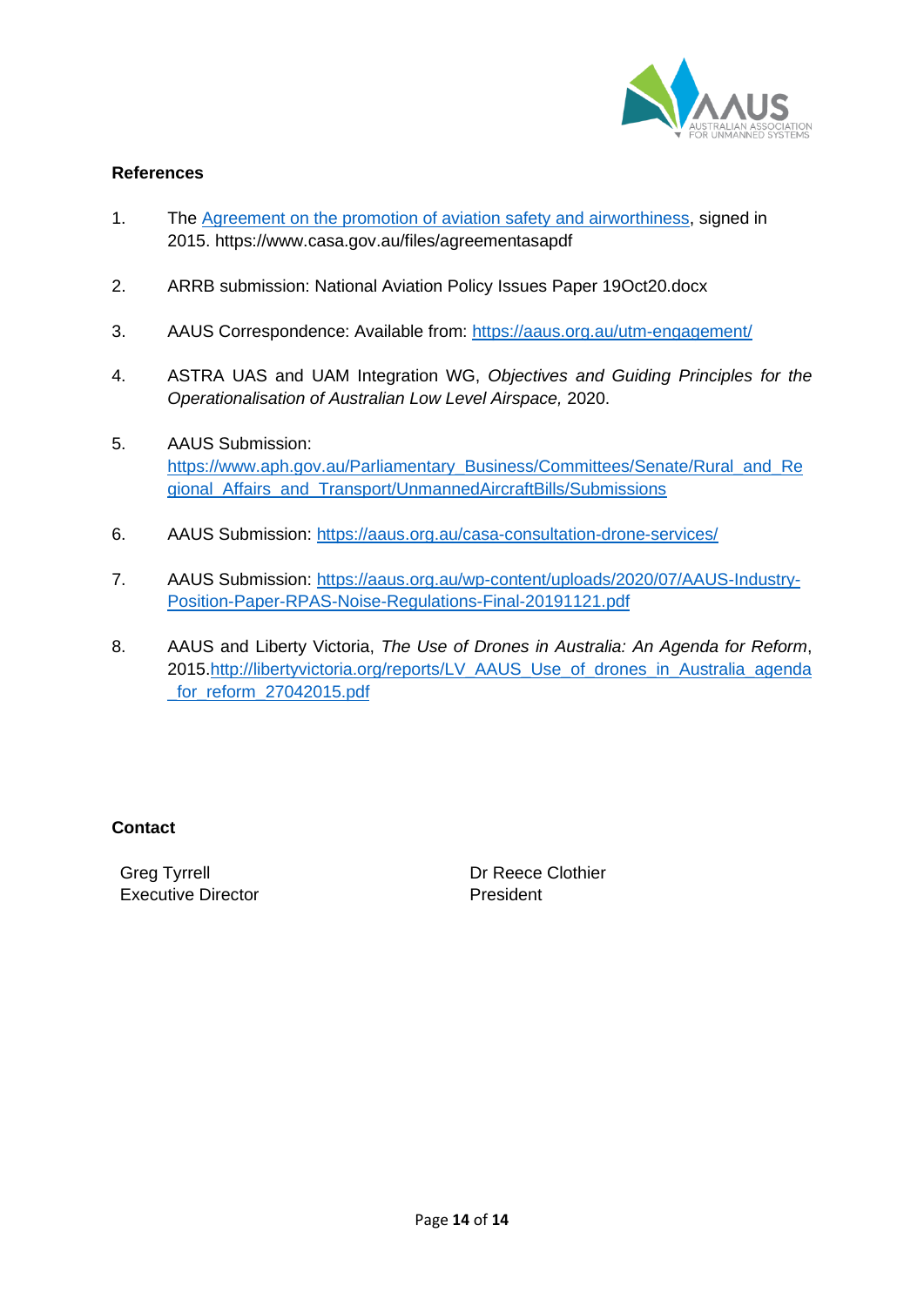## References

1. The Agreement on the promotion of aviation safety and airworthiness, signed in 2015. https://www.casa.gov.au/files/agreementasapdf

2. ARRB submission: National Aviation Policy Issues Paper 19Oct20.docx

3. AAUS Correspondence: Available from: https://aaus.org.au/utm-engagement/

4. ASTRA UAS and UAM Integration WG, *Objectives and Guiding Principles for the Operationalisation of Australian Low Level Airspace,* 2020.

5. AAUS Submission: https://www.aph.gov.au/Parliamentary_Business/Committees/Senate/Rural_and_Regional_Affairs_and_Transport/UnmannedAircraftBills/Submissions

6. AAUS Submission: https://aaus.org.au/casa-consultation-drone-services/

7. AAUS Submission: https://aaus.org.au/wp-content/uploads/2020/07/AAUS-Industry-Position-Paper-RPAS-Noise-Regulations-Final-20191121.pdf

8. AAUS and Liberty Victoria, *The Use of Drones in Australia: An Agenda for Reform*, 2015.http://libertyvictoria.org/reports/LV_AAUS_Use_of_drones_in_Australia_agenda_for_reform_27042015.pdf

## Contact

Greg Tyrrell
Executive Director

Dr Reece Clothier
President